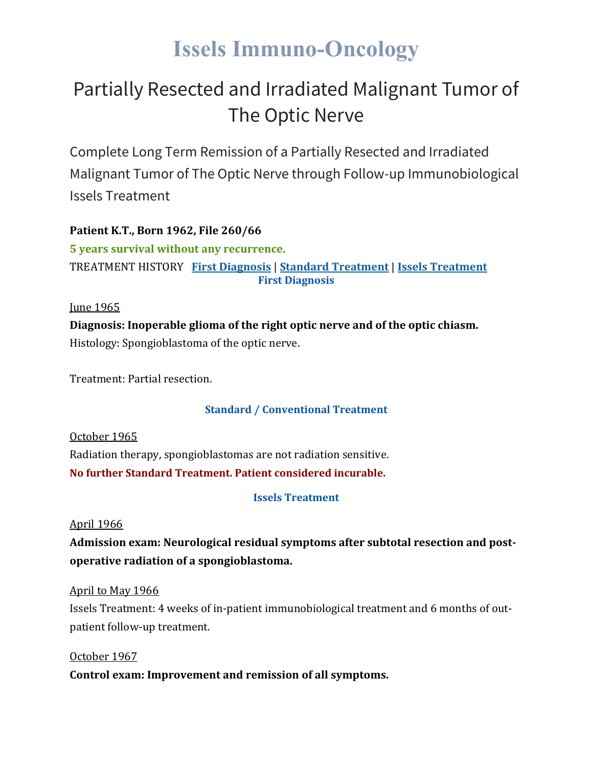# Issels Immuno-Oncology

## Partially Resected and Irradiated Malignant Tumor of The Optic Nerve

### Complete Long Term Remission of a Partially Resected and Irradiated Malignant Tumor of The Optic Nerve through Follow-up Immunobiological Issels Treatment

**Patient K.T., Born 1962, File 260/66**

**5 years survival without any recurrence.**

TREATMENT HISTORY **First Diagnosis** | **Standard Treatment** | **Issels Treatment**

#### First Diagnosis

June 1965

**Diagnosis: Inoperable glioma of the right optic nerve and of the optic chiasm.**

Histology: Spongioblastoma of the optic nerve.

Treatment: Partial resection.

#### Standard / Conventional Treatment

October 1965

Radiation therapy, spongioblastomas are not radiation sensitive.

**No further Standard Treatment. Patient considered incurable.**

#### Issels Treatment

April 1966

**Admission exam: Neurological residual symptoms after subtotal resection and post-operative radiation of a spongioblastoma.**

April to May 1966

Issels Treatment: 4 weeks of in-patient immunobiological treatment and 6 months of out-patient follow-up treatment.

October 1967

**Control exam: Improvement and remission of all symptoms.**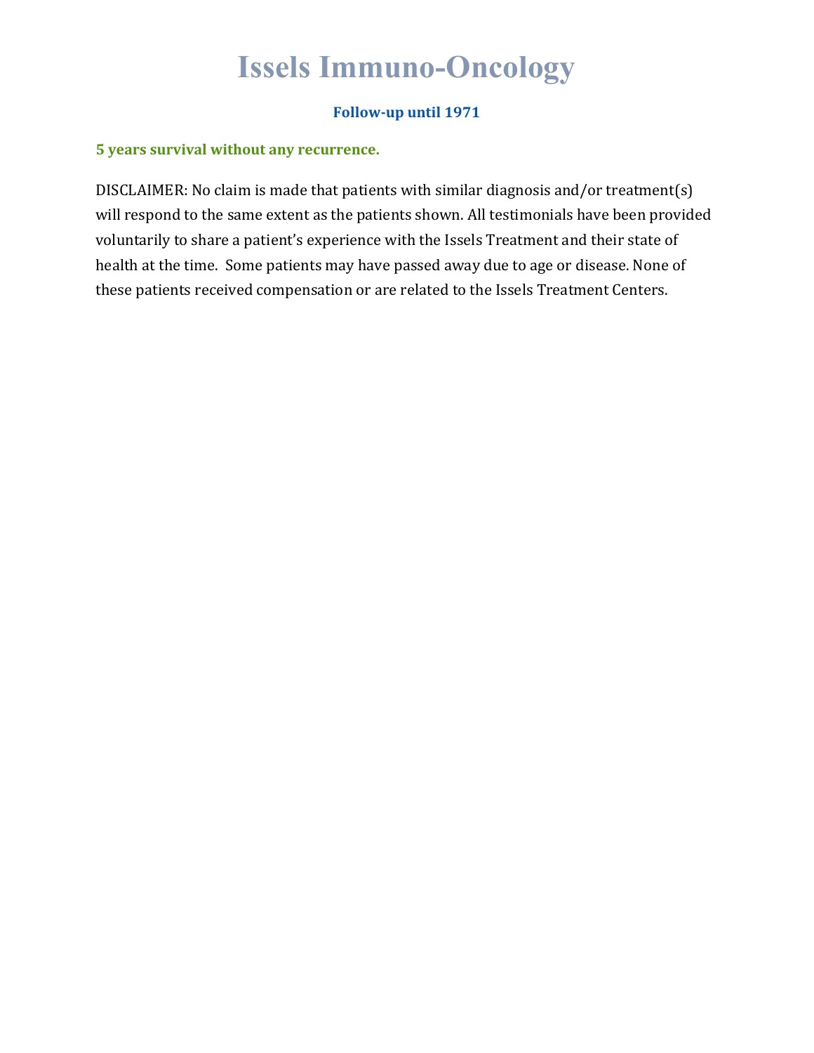# Issels Immuno-Oncology

**Follow-up until 1971**

**5 years survival without any recurrence.**

DISCLAIMER: No claim is made that patients with similar diagnosis and/or treatment(s) will respond to the same extent as the patients shown. All testimonials have been provided voluntarily to share a patient's experience with the Issels Treatment and their state of health at the time. Some patients may have passed away due to age or disease. None of these patients received compensation or are related to the Issels Treatment Centers.